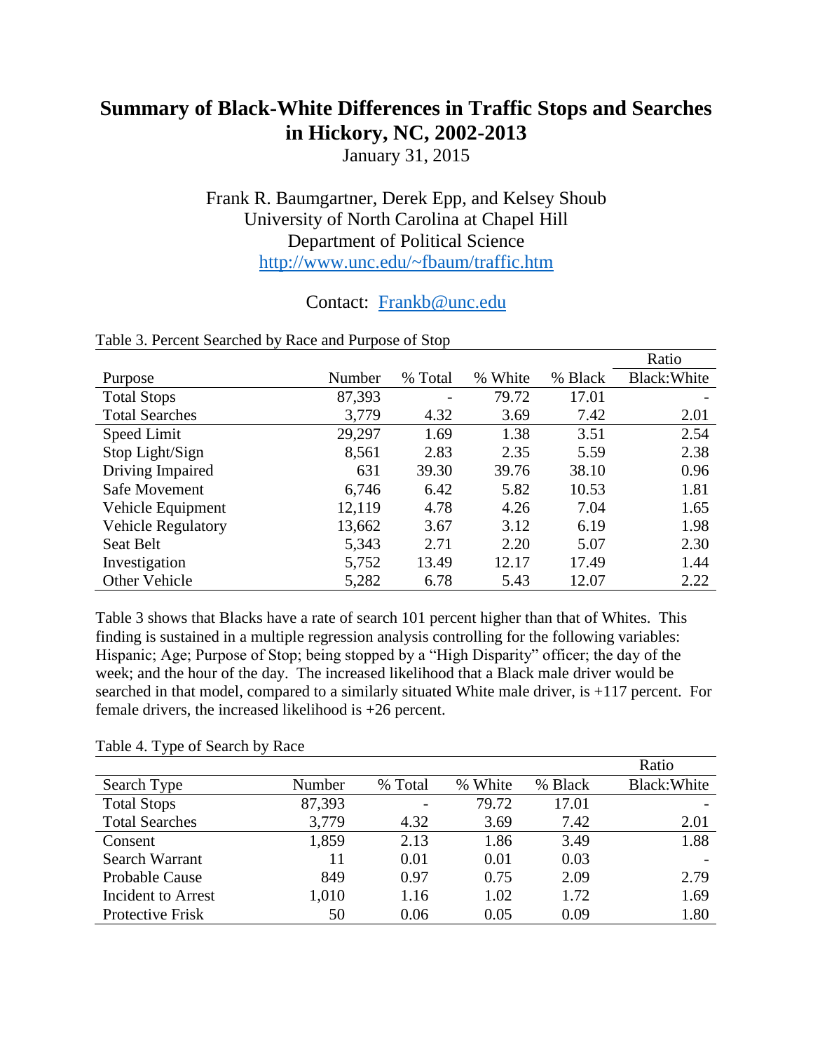# Summary of Black-White Differences in Traffic Stops and Searches in Hickory, NC, 2002-2013

January 31, 2015

Frank R. Baumgartner, Derek Epp, and Kelsey Shoub
University of North Carolina at Chapel Hill
Department of Political Science
http://www.unc.edu/~fbaum/traffic.htm

Contact: Frankb@unc.edu

Table 3. Percent Searched by Race and Purpose of Stop

| Purpose | Number | % Total | % White | % Black | Ratio Black:White |
|---|---|---|---|---|---|
| Total Stops | 87,393 | - | 79.72 | 17.01 | - |
| Total Searches | 3,779 | 4.32 | 3.69 | 7.42 | 2.01 |
| Speed Limit | 29,297 | 1.69 | 1.38 | 3.51 | 2.54 |
| Stop Light/Sign | 8,561 | 2.83 | 2.35 | 5.59 | 2.38 |
| Driving Impaired | 631 | 39.30 | 39.76 | 38.10 | 0.96 |
| Safe Movement | 6,746 | 6.42 | 5.82 | 10.53 | 1.81 |
| Vehicle Equipment | 12,119 | 4.78 | 4.26 | 7.04 | 1.65 |
| Vehicle Regulatory | 13,662 | 3.67 | 3.12 | 6.19 | 1.98 |
| Seat Belt | 5,343 | 2.71 | 2.20 | 5.07 | 2.30 |
| Investigation | 5,752 | 13.49 | 12.17 | 17.49 | 1.44 |
| Other Vehicle | 5,282 | 6.78 | 5.43 | 12.07 | 2.22 |

Table 3 shows that Blacks have a rate of search 101 percent higher than that of Whites. This finding is sustained in a multiple regression analysis controlling for the following variables: Hispanic; Age; Purpose of Stop; being stopped by a "High Disparity" officer; the day of the week; and the hour of the day. The increased likelihood that a Black male driver would be searched in that model, compared to a similarly situated White male driver, is +117 percent. For female drivers, the increased likelihood is +26 percent.

Table 4. Type of Search by Race

| Search Type | Number | % Total | % White | % Black | Ratio Black:White |
|---|---|---|---|---|---|
| Total Stops | 87,393 | - | 79.72 | 17.01 | - |
| Total Searches | 3,779 | 4.32 | 3.69 | 7.42 | 2.01 |
| Consent | 1,859 | 2.13 | 1.86 | 3.49 | 1.88 |
| Search Warrant | 11 | 0.01 | 0.01 | 0.03 | - |
| Probable Cause | 849 | 0.97 | 0.75 | 2.09 | 2.79 |
| Incident to Arrest | 1,010 | 1.16 | 1.02 | 1.72 | 1.69 |
| Protective Frisk | 50 | 0.06 | 0.05 | 0.09 | 1.80 |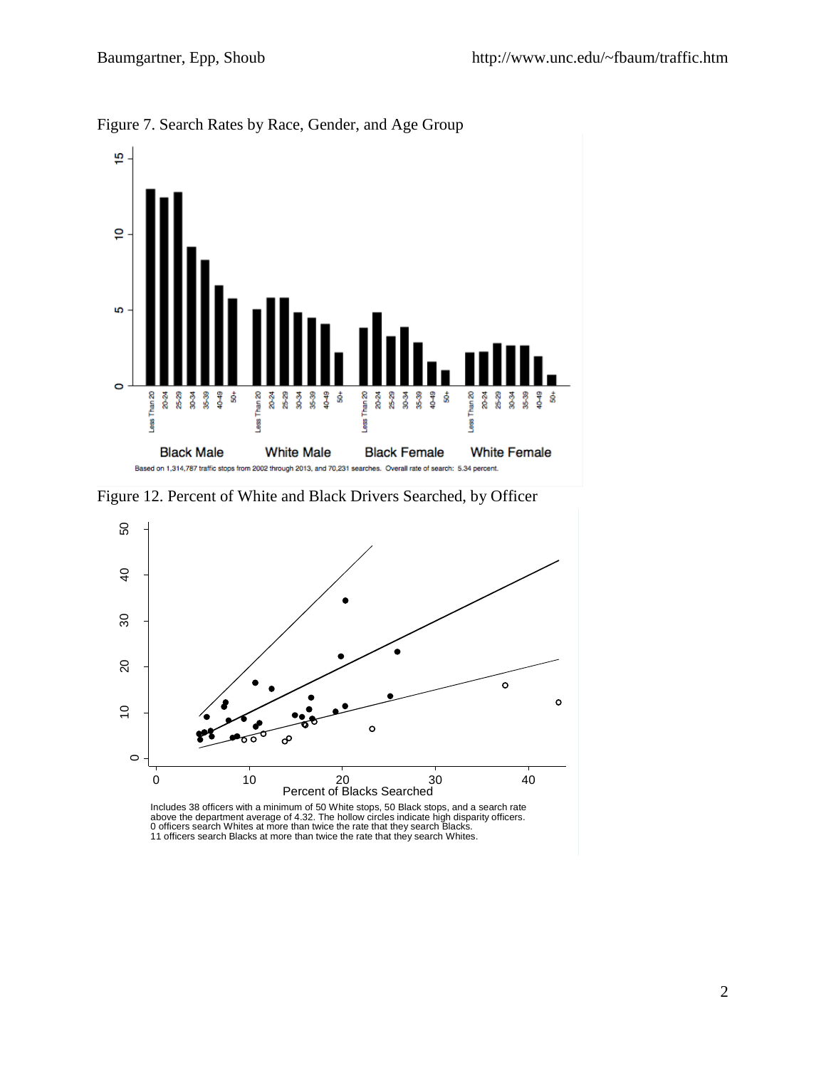Figure 7. Search Rates by Race, Gender, and Age Group

15

10

5

0

Less Than 20
20-24
25-29
30-34
35-39
40-49
50+

Black Male

White Male

Black Female

White Female

Based on 1,314,787 traffic stops from 2002 through 2013, and 70,231 searches. Overall rate of search: 5.34 percent.

Figure 12. Percent of White and Black Drivers Searched, by Officer

50

40

30

20

10

0

0 10 20 30 40

Percent of Blacks Searched

Includes 38 officers with a minimum of 50 White stops, 50 Black stops, and a search rate above the department average of 4.32. The hollow circles indicate high disparity officers.
0 officers search Whites at more than twice the rate that they search Blacks.
11 officers search Blacks at more than twice the rate that they search Whites.